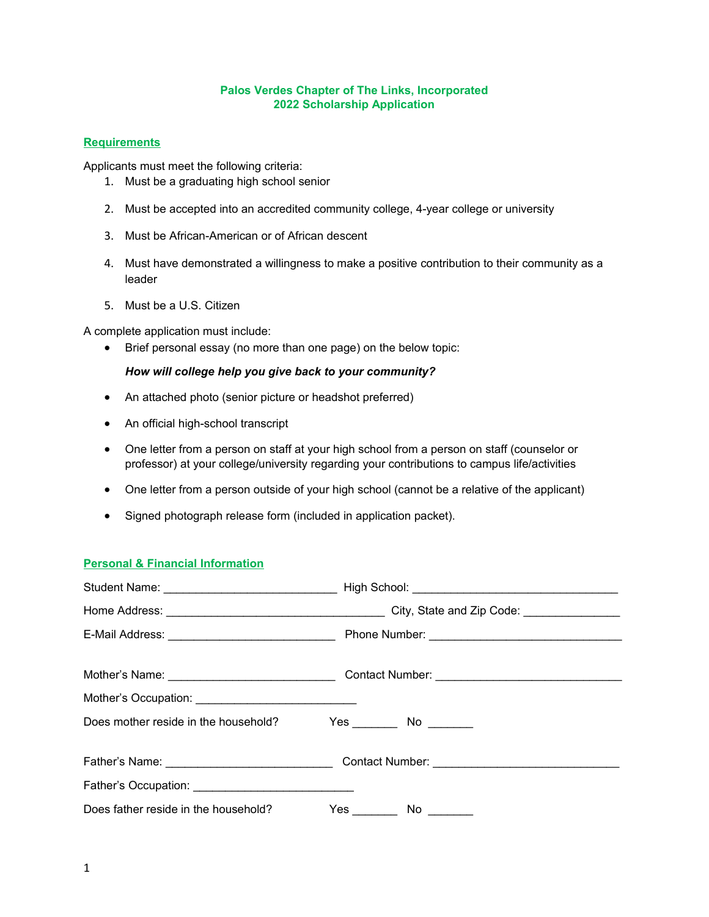**Palos Verdes Chapter of The Links, Incorporated**
**2022 Scholarship Application**

## Requirements

Applicants must meet the following criteria:

1. Must be a graduating high school senior
2. Must be accepted into an accredited community college, 4-year college or university
3. Must be African-American or of African descent
4. Must have demonstrated a willingness to make a positive contribution to their community as a leader
5. Must be a U.S. Citizen

A complete application must include:

- Brief personal essay (no more than one page) on the below topic:

  ***How will college help you give back to your community?***

- An attached photo (senior picture or headshot preferred)
- An official high-school transcript
- One letter from a person on staff at your high school from a person on staff (counselor or professor) at your college/university regarding your contributions to campus life/activities
- One letter from a person outside of your high school (cannot be a relative of the applicant)
- Signed photograph release form (included in application packet).

## Personal & Financial Information

Student Name: ___________________________ High School: ________________________________

Home Address: __________________________________ City, State and Zip Code: _______________

E-Mail Address: __________________________ Phone Number: ______________________________

Mother's Name: __________________________ Contact Number: _____________________________

Mother's Occupation: _________________________

Does mother reside in the household? Yes _______ No _______

Father's Name: __________________________ Contact Number: _____________________________

Father's Occupation: _________________________

Does father reside in the household? Yes _______ No _______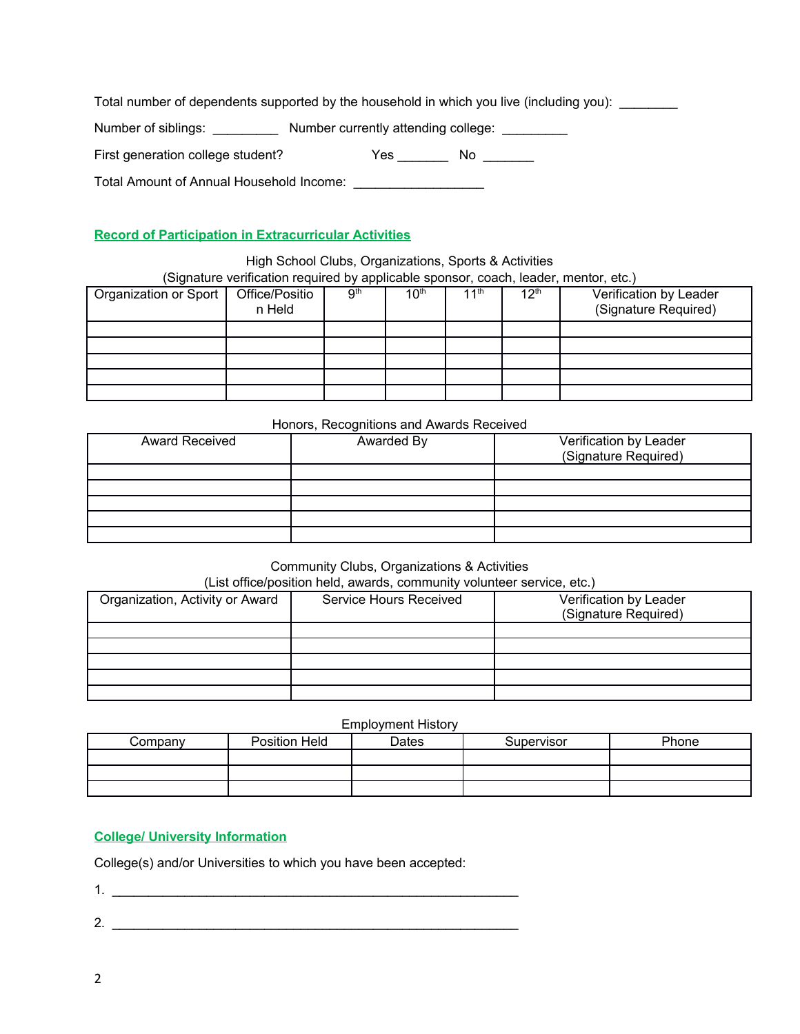Total number of dependents supported by the household in which you live (including you): ________

Number of siblings: _________ Number currently attending college: _________

First generation college student? Yes _______ No _______

Total Amount of Annual Household Income: __________________

## Record of Participation in Extracurricular Activities

High School Clubs, Organizations, Sports & Activities
(Signature verification required by applicable sponsor, coach, leader, mentor, etc.)

| Organization or Sport | Office/Position Held | 9th | 10th | 11th | 12th | Verification by Leader (Signature Required) |
|---|---|---|---|---|---|---|
| | | | | | | |
| | | | | | | |
| | | | | | | |
| | | | | | | |
| | | | | | | |

Honors, Recognitions and Awards Received

| Award Received | Awarded By | Verification by Leader (Signature Required) |
|---|---|---|
| | | |
| | | |
| | | |
| | | |
| | | |

Community Clubs, Organizations & Activities
(List office/position held, awards, community volunteer service, etc.)

| Organization, Activity or Award | Service Hours Received | Verification by Leader (Signature Required) |
|---|---|---|
| | | |
| | | |
| | | |
| | | |
| | | |

Employment History

| Company | Position Held | Dates | Supervisor | Phone |
|---|---|---|---|---|
| | | | | |
| | | | | |
| | | | | |

## College/ University Information

College(s) and/or Universities to which you have been accepted:

1. ___________________________________________________________

2. ___________________________________________________________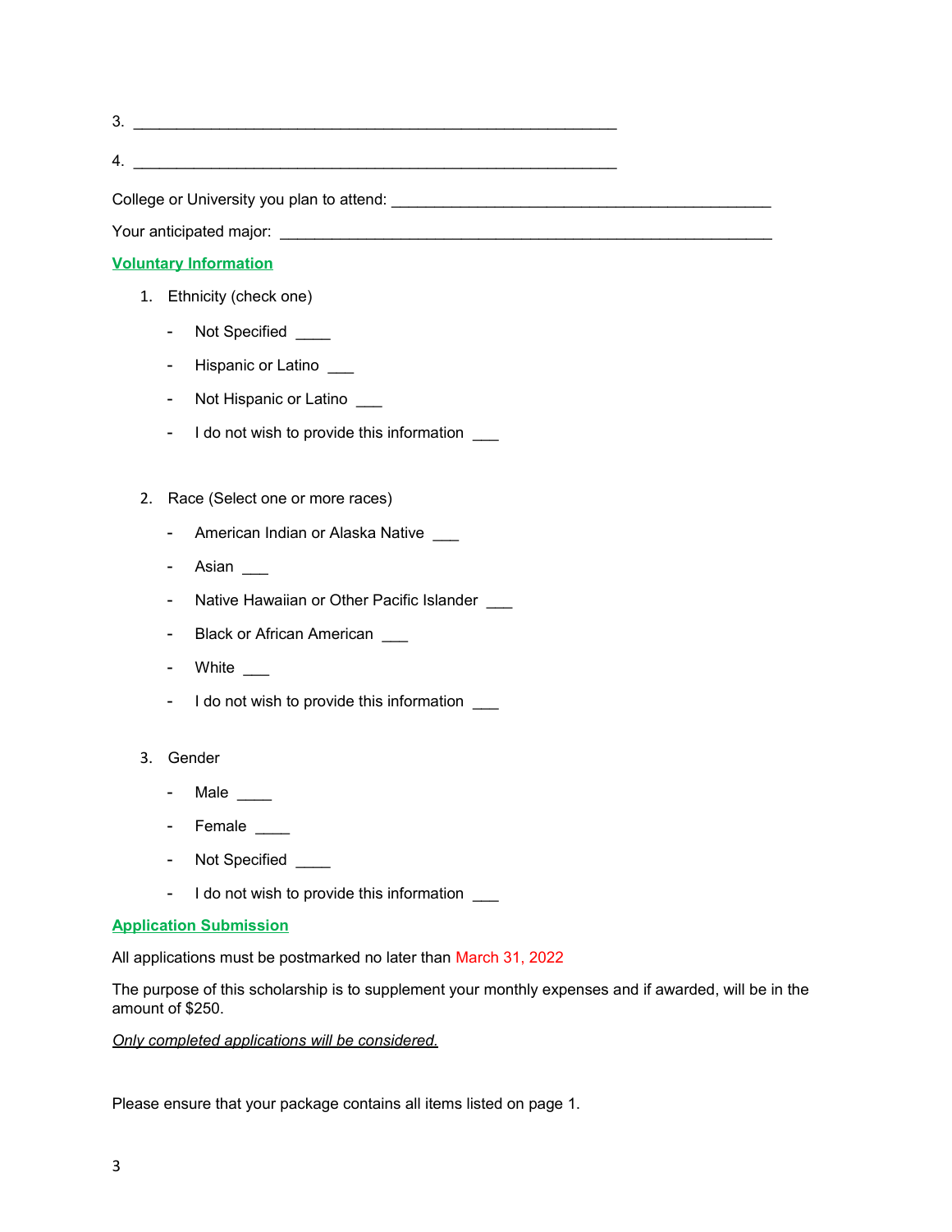3. ____________________________________________________________

4. ____________________________________________________________

College or University you plan to attend: _______________________________________________

Your anticipated major: ______________________________________________________________

**Voluntary Information**

1. Ethnicity (check one)
   - Not Specified ____
   - Hispanic or Latino ___
   - Not Hispanic or Latino ___
   - I do not wish to provide this information ___

2. Race (Select one or more races)
   - American Indian or Alaska Native ___
   - Asian ___
   - Native Hawaiian or Other Pacific Islander ___
   - Black or African American ___
   - White ___
   - I do not wish to provide this information ___

3. Gender
   - Male ____
   - Female ____
   - Not Specified ____
   - I do not wish to provide this information ___

**Application Submission**

All applications must be postmarked no later than March 31, 2022

The purpose of this scholarship is to supplement your monthly expenses and if awarded, will be in the amount of $250.

*Only completed applications will be considered.*

Please ensure that your package contains all items listed on page 1.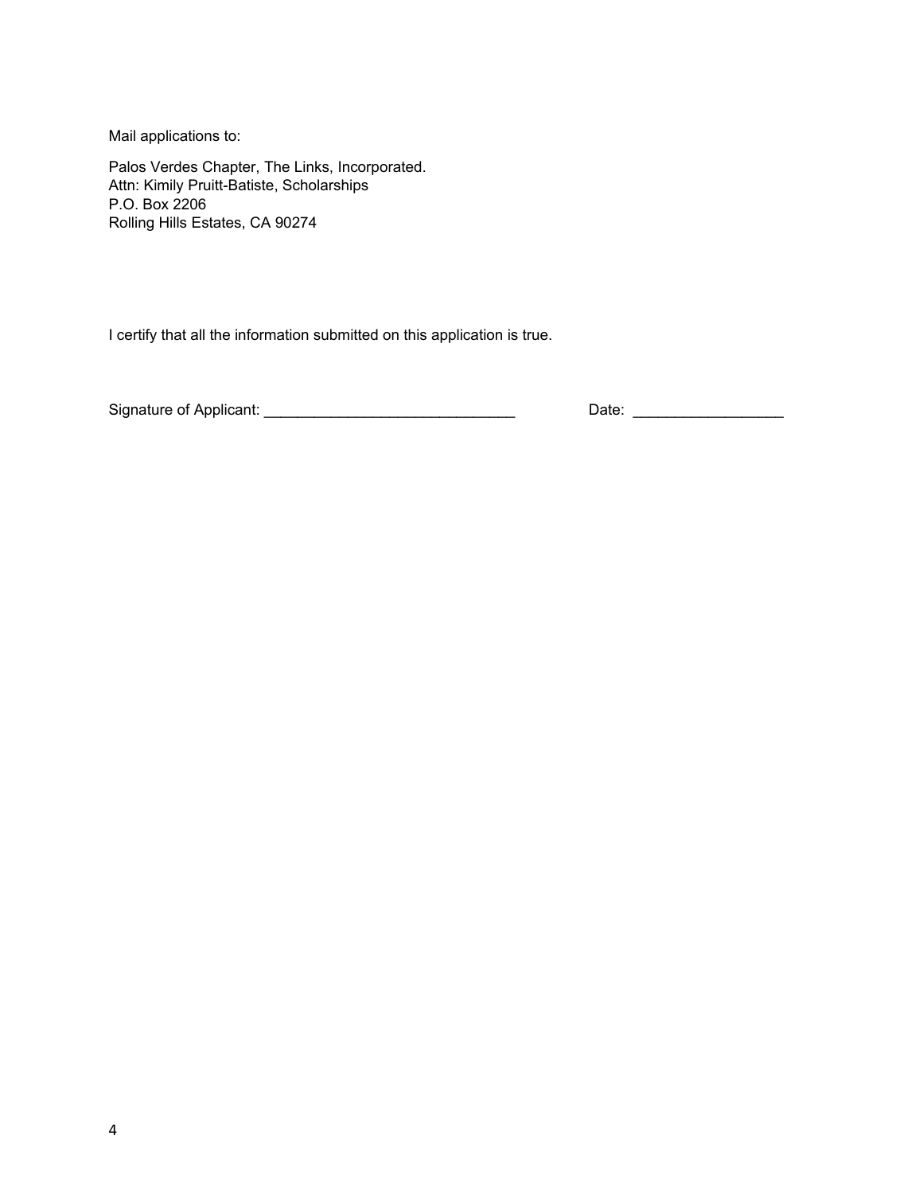Mail applications to:

Palos Verdes Chapter, The Links, Incorporated.
Attn: Kimily Pruitt-Batiste, Scholarships
P.O. Box 2206
Rolling Hills Estates, CA 90274

I certify that all the information submitted on this application is true.

Signature of Applicant: ______________________________ Date: _________________